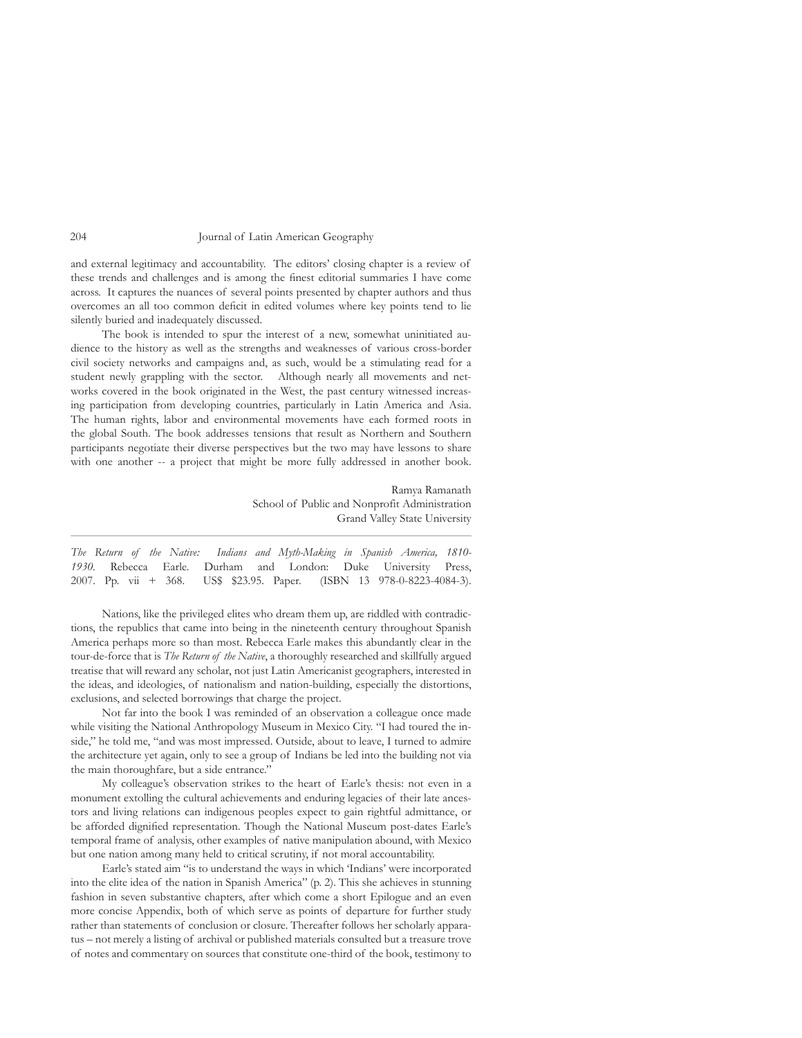and external legitimacy and accountability. The editors' closing chapter is a review of these trends and challenges and is among the finest editorial summaries I have come across. It captures the nuances of several points presented by chapter authors and thus overcomes an all too common deficit in edited volumes where key points tend to lie silently buried and inadequately discussed.

The book is intended to spur the interest of a new, somewhat uninitiated audience to the history as well as the strengths and weaknesses of various cross-border civil society networks and campaigns and, as such, would be a stimulating read for a student newly grappling with the sector. Although nearly all movements and networks covered in the book originated in the West, the past century witnessed increasing participation from developing countries, particularly in Latin America and Asia. The human rights, labor and environmental movements have each formed roots in the global South. The book addresses tensions that result as Northern and Southern participants negotiate their diverse perspectives but the two may have lessons to share with one another -- a project that might be more fully addressed in another book.

Ramya Ramanath
School of Public and Nonprofit Administration
Grand Valley State University

---

*The Return of the Native: Indians and Myth-Making in Spanish America, 1810-1930.* Rebecca Earle. Durham and London: Duke University Press, 2007. Pp. vii + 368. US$ $23.95. Paper. (ISBN 13 978-0-8223-4084-3).

Nations, like the privileged elites who dream them up, are riddled with contradictions, the republics that came into being in the nineteenth century throughout Spanish America perhaps more so than most. Rebecca Earle makes this abundantly clear in the tour-de-force that is *The Return of the Native*, a thoroughly researched and skillfully argued treatise that will reward any scholar, not just Latin Americanist geographers, interested in the ideas, and ideologies, of nationalism and nation-building, especially the distortions, exclusions, and selected borrowings that charge the project.

Not far into the book I was reminded of an observation a colleague once made while visiting the National Anthropology Museum in Mexico City. "I had toured the inside," he told me, "and was most impressed. Outside, about to leave, I turned to admire the architecture yet again, only to see a group of Indians be led into the building not via the main thoroughfare, but a side entrance."

My colleague's observation strikes to the heart of Earle's thesis: not even in a monument extolling the cultural achievements and enduring legacies of their late ancestors and living relations can indigenous peoples expect to gain rightful admittance, or be afforded dignified representation. Though the National Museum post-dates Earle's temporal frame of analysis, other examples of native manipulation abound, with Mexico but one nation among many held to critical scrutiny, if not moral accountability.

Earle's stated aim "is to understand the ways in which 'Indians' were incorporated into the elite idea of the nation in Spanish America" (p. 2). This she achieves in stunning fashion in seven substantive chapters, after which come a short Epilogue and an even more concise Appendix, both of which serve as points of departure for further study rather than statements of conclusion or closure. Thereafter follows her scholarly apparatus – not merely a listing of archival or published materials consulted but a treasure trove of notes and commentary on sources that constitute one-third of the book, testimony to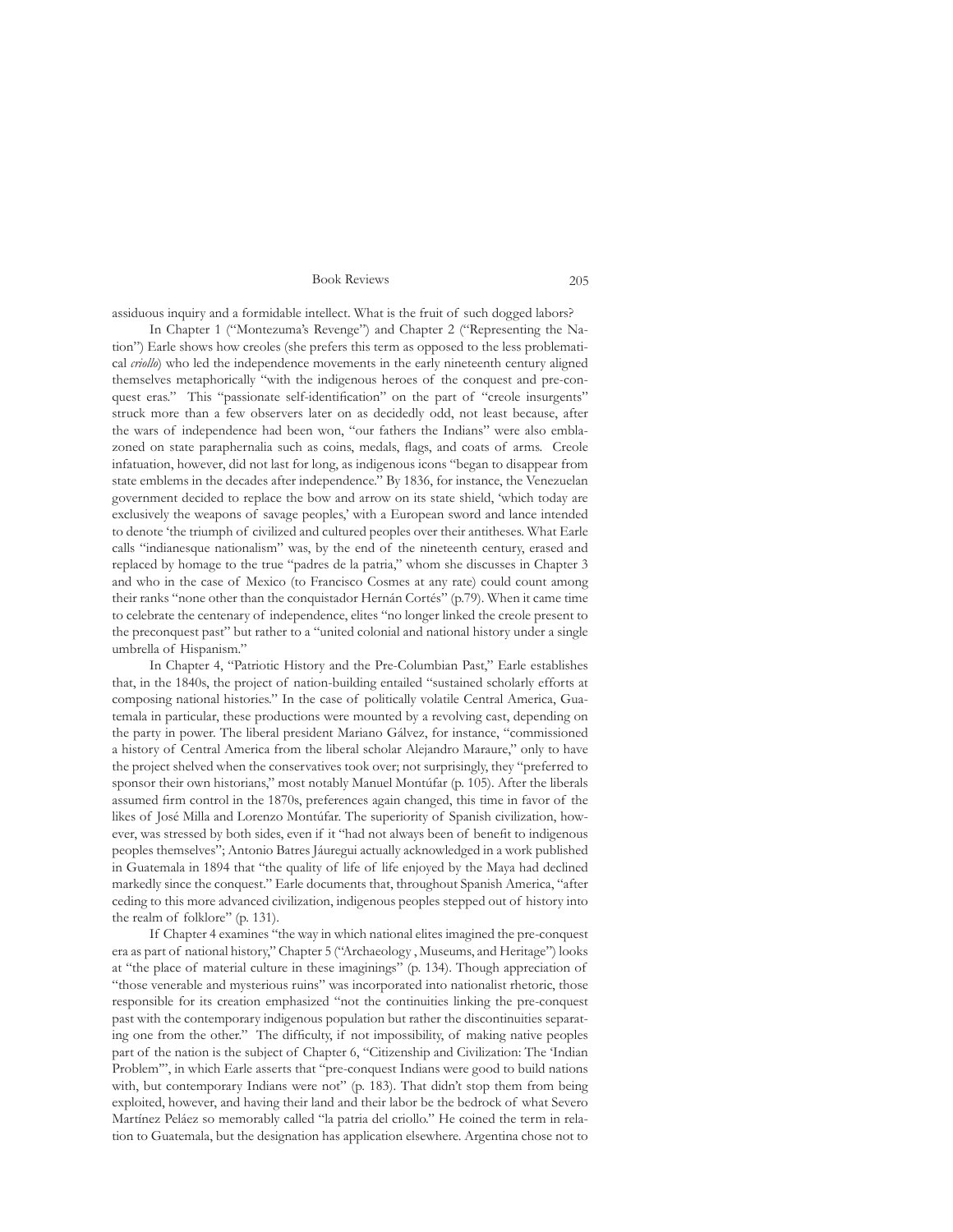assiduous inquiry and a formidable intellect. What is the fruit of such dogged labors?

In Chapter 1 ("Montezuma's Revenge") and Chapter 2 ("Representing the Nation") Earle shows how creoles (she prefers this term as opposed to the less problematical *criollo*) who led the independence movements in the early nineteenth century aligned themselves metaphorically "with the indigenous heroes of the conquest and pre-conquest eras." This "passionate self-identification" on the part of "creole insurgents" struck more than a few observers later on as decidedly odd, not least because, after the wars of independence had been won, "our fathers the Indians" were also emblazoned on state paraphernalia such as coins, medals, flags, and coats of arms. Creole infatuation, however, did not last for long, as indigenous icons "began to disappear from state emblems in the decades after independence." By 1836, for instance, the Venezuelan government decided to replace the bow and arrow on its state shield, 'which today are exclusively the weapons of savage peoples,' with a European sword and lance intended to denote 'the triumph of civilized and cultured peoples over their antitheses. What Earle calls "indianesque nationalism" was, by the end of the nineteenth century, erased and replaced by homage to the true "padres de la patria," whom she discusses in Chapter 3 and who in the case of Mexico (to Francisco Cosmes at any rate) could count among their ranks "none other than the conquistador Hernán Cortés" (p.79). When it came time to celebrate the centenary of independence, elites "no longer linked the creole present to the preconquest past" but rather to a "united colonial and national history under a single umbrella of Hispanism."

In Chapter 4, "Patriotic History and the Pre-Columbian Past," Earle establishes that, in the 1840s, the project of nation-building entailed "sustained scholarly efforts at composing national histories." In the case of politically volatile Central America, Guatemala in particular, these productions were mounted by a revolving cast, depending on the party in power. The liberal president Mariano Gálvez, for instance, "commissioned a history of Central America from the liberal scholar Alejandro Maraure," only to have the project shelved when the conservatives took over; not surprisingly, they "preferred to sponsor their own historians," most notably Manuel Montúfar (p. 105). After the liberals assumed firm control in the 1870s, preferences again changed, this time in favor of the likes of José Milla and Lorenzo Montúfar. The superiority of Spanish civilization, however, was stressed by both sides, even if it "had not always been of benefit to indigenous peoples themselves"; Antonio Batres Jáuregui actually acknowledged in a work published in Guatemala in 1894 that "the quality of life of life enjoyed by the Maya had declined markedly since the conquest." Earle documents that, throughout Spanish America, "after ceding to this more advanced civilization, indigenous peoples stepped out of history into the realm of folklore" (p. 131).

If Chapter 4 examines "the way in which national elites imagined the pre-conquest era as part of national history," Chapter 5 ("Archaeology , Museums, and Heritage") looks at "the place of material culture in these imaginings" (p. 134). Though appreciation of "those venerable and mysterious ruins" was incorporated into nationalist rhetoric, those responsible for its creation emphasized "not the continuities linking the pre-conquest past with the contemporary indigenous population but rather the discontinuities separating one from the other." The difficulty, if not impossibility, of making native peoples part of the nation is the subject of Chapter 6, "Citizenship and Civilization: The 'Indian Problem'", in which Earle asserts that "pre-conquest Indians were good to build nations with, but contemporary Indians were not" (p. 183). That didn't stop them from being exploited, however, and having their land and their labor be the bedrock of what Severo Martínez Peláez so memorably called "la patria del criollo." He coined the term in relation to Guatemala, but the designation has application elsewhere. Argentina chose not to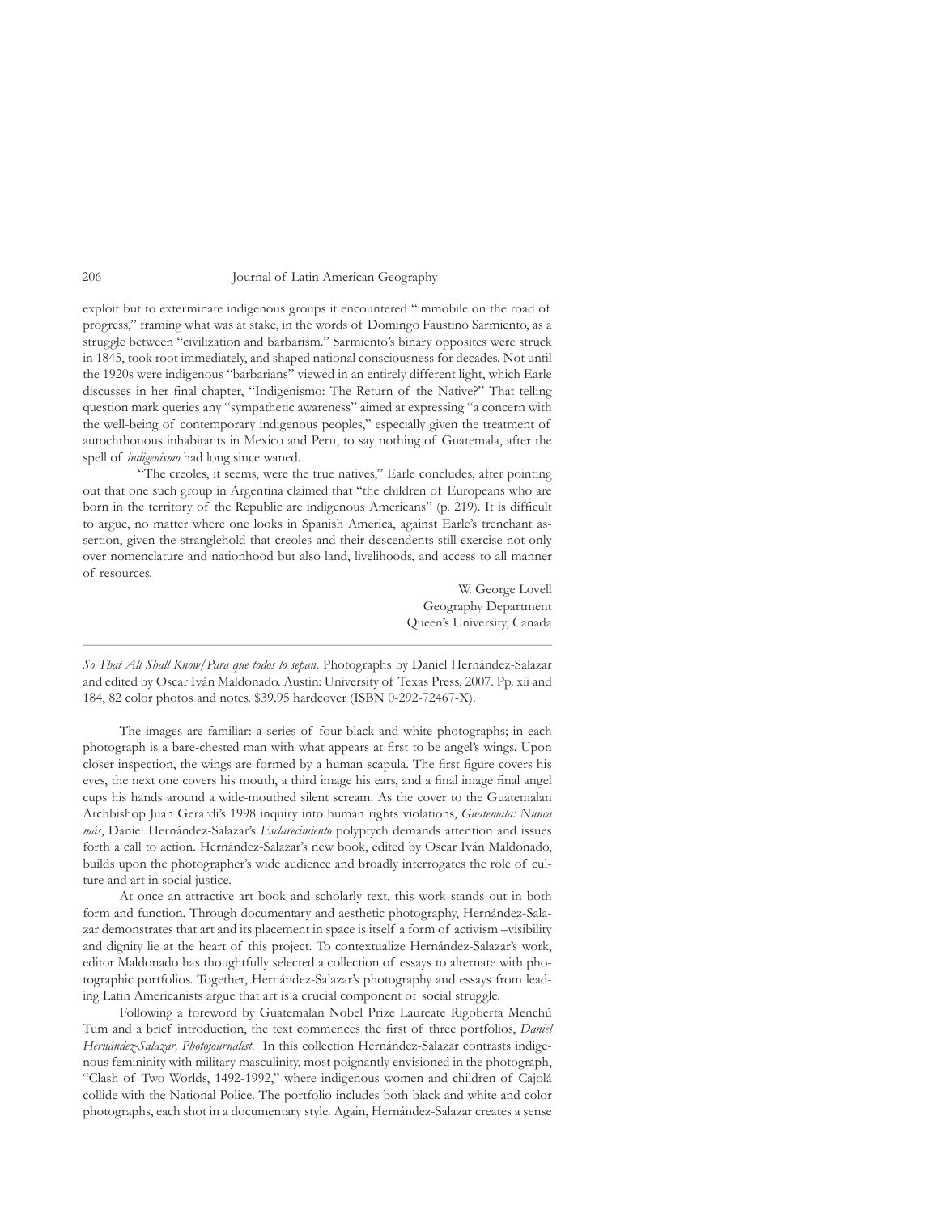exploit but to exterminate indigenous groups it encountered "immobile on the road of progress," framing what was at stake, in the words of Domingo Faustino Sarmiento, as a struggle between "civilization and barbarism." Sarmiento's binary opposites were struck in 1845, took root immediately, and shaped national consciousness for decades. Not until the 1920s were indigenous "barbarians" viewed in an entirely different light, which Earle discusses in her final chapter, "Indigenismo: The Return of the Native?" That telling question mark queries any "sympathetic awareness" aimed at expressing "a concern with the well-being of contemporary indigenous peoples," especially given the treatment of autochthonous inhabitants in Mexico and Peru, to say nothing of Guatemala, after the spell of *indigenismo* had long since waned.

"The creoles, it seems, were the true natives," Earle concludes, after pointing out that one such group in Argentina claimed that "the children of Europeans who are born in the territory of the Republic are indigenous Americans" (p. 219). It is difficult to argue, no matter where one looks in Spanish America, against Earle's trenchant assertion, given the stranglehold that creoles and their descendents still exercise not only over nomenclature and nationhood but also land, livelihoods, and access to all manner of resources.

W. George Lovell
Geography Department
Queen's University, Canada

---

*So That All Shall Know/Para que todos lo sepan*. Photographs by Daniel Hernández-Salazar and edited by Oscar Iván Maldonado. Austin: University of Texas Press, 2007. Pp. xii and 184, 82 color photos and notes. $39.95 hardcover (ISBN 0-292-72467-X).

The images are familiar: a series of four black and white photographs; in each photograph is a bare-chested man with what appears at first to be angel's wings. Upon closer inspection, the wings are formed by a human scapula. The first figure covers his eyes, the next one covers his mouth, a third image his ears, and a final image final angel cups his hands around a wide-mouthed silent scream. As the cover to the Guatemalan Archbishop Juan Gerardi's 1998 inquiry into human rights violations, *Guatemala: Nunca más*, Daniel Hernández-Salazar's *Esclarecimiento* polyptych demands attention and issues forth a call to action. Hernández-Salazar's new book, edited by Oscar Iván Maldonado, builds upon the photographer's wide audience and broadly interrogates the role of culture and art in social justice.

At once an attractive art book and scholarly text, this work stands out in both form and function. Through documentary and aesthetic photography, Hernández-Salazar demonstrates that art and its placement in space is itself a form of activism –visibility and dignity lie at the heart of this project. To contextualize Hernández-Salazar's work, editor Maldonado has thoughtfully selected a collection of essays to alternate with photographic portfolios. Together, Hernández-Salazar's photography and essays from leading Latin Americanists argue that art is a crucial component of social struggle.

Following a foreword by Guatemalan Nobel Prize Laureate Rigoberta Menchú Tum and a brief introduction, the text commences the first of three portfolios, *Daniel Hernández-Salazar, Photojournalist*. In this collection Hernández-Salazar contrasts indigenous femininity with military masculinity, most poignantly envisioned in the photograph, "Clash of Two Worlds, 1492-1992," where indigenous women and children of Cajolá collide with the National Police. The portfolio includes both black and white and color photographs, each shot in a documentary style. Again, Hernández-Salazar creates a sense